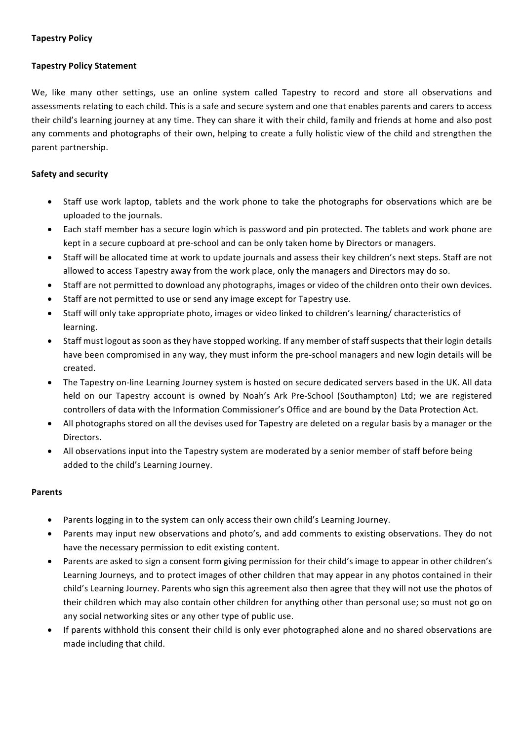**Tapestry Policy**

**Tapestry Policy Statement**

We, like many other settings, use an online system called Tapestry to record and store all observations and assessments relating to each child. This is a safe and secure system and one that enables parents and carers to access their child's learning journey at any time. They can share it with their child, family and friends at home and also post any comments and photographs of their own, helping to create a fully holistic view of the child and strengthen the parent partnership.

**Safety and security**

- Staff use work laptop, tablets and the work phone to take the photographs for observations which are be uploaded to the journals.
- Each staff member has a secure login which is password and pin protected. The tablets and work phone are kept in a secure cupboard at pre-school and can be only taken home by Directors or managers.
- Staff will be allocated time at work to update journals and assess their key children's next steps. Staff are not allowed to access Tapestry away from the work place, only the managers and Directors may do so.
- Staff are not permitted to download any photographs, images or video of the children onto their own devices.
- Staff are not permitted to use or send any image except for Tapestry use.
- Staff will only take appropriate photo, images or video linked to children's learning/ characteristics of learning.
- Staff must logout as soon as they have stopped working. If any member of staff suspects that their login details have been compromised in any way, they must inform the pre-school managers and new login details will be created.
- The Tapestry on-line Learning Journey system is hosted on secure dedicated servers based in the UK. All data held on our Tapestry account is owned by Noah's Ark Pre-School (Southampton) Ltd; we are registered controllers of data with the Information Commissioner's Office and are bound by the Data Protection Act.
- All photographs stored on all the devises used for Tapestry are deleted on a regular basis by a manager or the Directors.
- All observations input into the Tapestry system are moderated by a senior member of staff before being added to the child's Learning Journey.

**Parents**

- Parents logging in to the system can only access their own child's Learning Journey.
- Parents may input new observations and photo's, and add comments to existing observations. They do not have the necessary permission to edit existing content.
- Parents are asked to sign a consent form giving permission for their child's image to appear in other children's Learning Journeys, and to protect images of other children that may appear in any photos contained in their child's Learning Journey. Parents who sign this agreement also then agree that they will not use the photos of their children which may also contain other children for anything other than personal use; so must not go on any social networking sites or any other type of public use.
- If parents withhold this consent their child is only ever photographed alone and no shared observations are made including that child.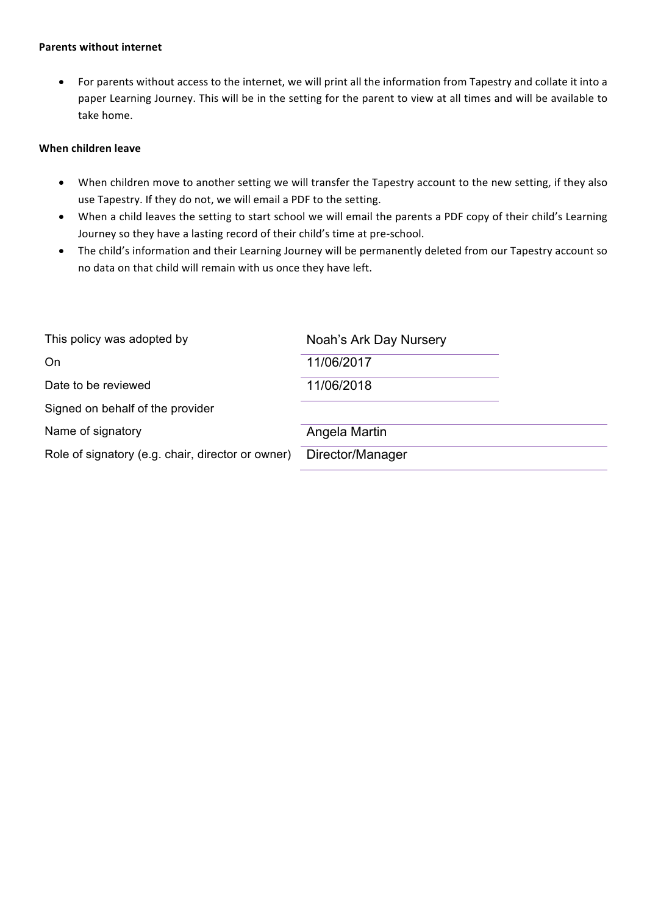**Parents without internet**

- For parents without access to the internet, we will print all the information from Tapestry and collate it into a paper Learning Journey. This will be in the setting for the parent to view at all times and will be available to take home.

**When children leave**

- When children move to another setting we will transfer the Tapestry account to the new setting, if they also use Tapestry. If they do not, we will email a PDF to the setting.
- When a child leaves the setting to start school we will email the parents a PDF copy of their child's Learning Journey so they have a lasting record of their child's time at pre-school.
- The child's information and their Learning Journey will be permanently deleted from our Tapestry account so no data on that child will remain with us once they have left.

| | |
|---|---|
| This policy was adopted by | Noah's Ark Day Nursery |
| On | 11/06/2017 |
| Date to be reviewed | 11/06/2018 |
| Signed on behalf of the provider | |
| Name of signatory | Angela Martin |
| Role of signatory (e.g. chair, director or owner) | Director/Manager |